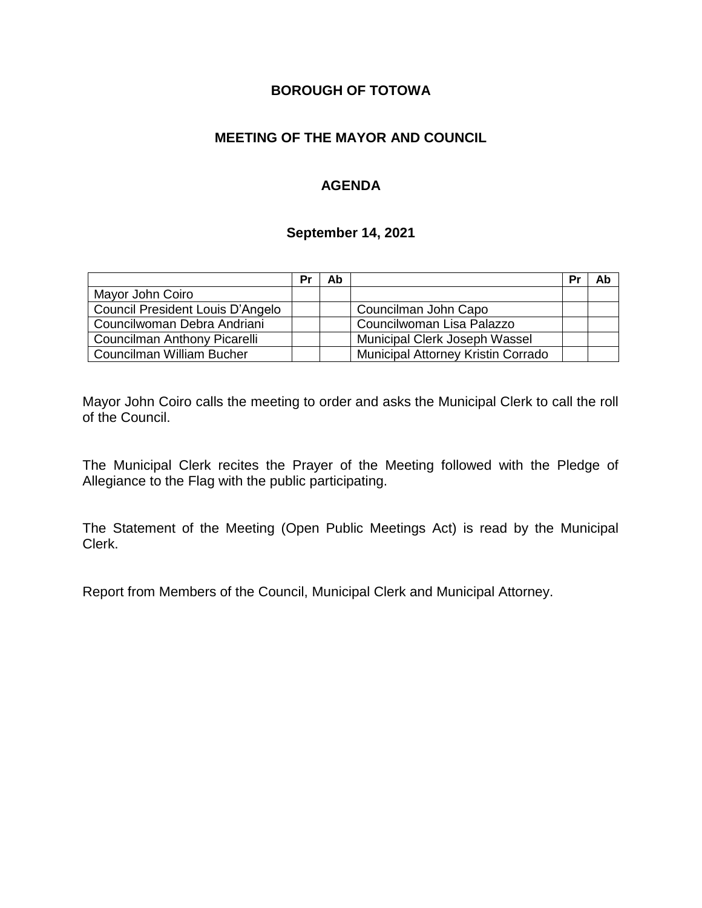# BOROUGH OF TOTOWA

## MEETING OF THE MAYOR AND COUNCIL

## AGENDA

### September 14, 2021

| | Pr | Ab | | Pr | Ab |
|---|---|---|---|---|---|
| Mayor John Coiro | | | | | |
| Council President Louis D'Angelo | | | Councilman John Capo | | |
| Councilwoman Debra Andriani | | | Councilwoman Lisa Palazzo | | |
| Councilman Anthony Picarelli | | | Municipal Clerk Joseph Wassel | | |
| Councilman William Bucher | | | Municipal Attorney Kristin Corrado | | |

Mayor John Coiro calls the meeting to order and asks the Municipal Clerk to call the roll of the Council.

The Municipal Clerk recites the Prayer of the Meeting followed with the Pledge of Allegiance to the Flag with the public participating.

The Statement of the Meeting (Open Public Meetings Act) is read by the Municipal Clerk.

Report from Members of the Council, Municipal Clerk and Municipal Attorney.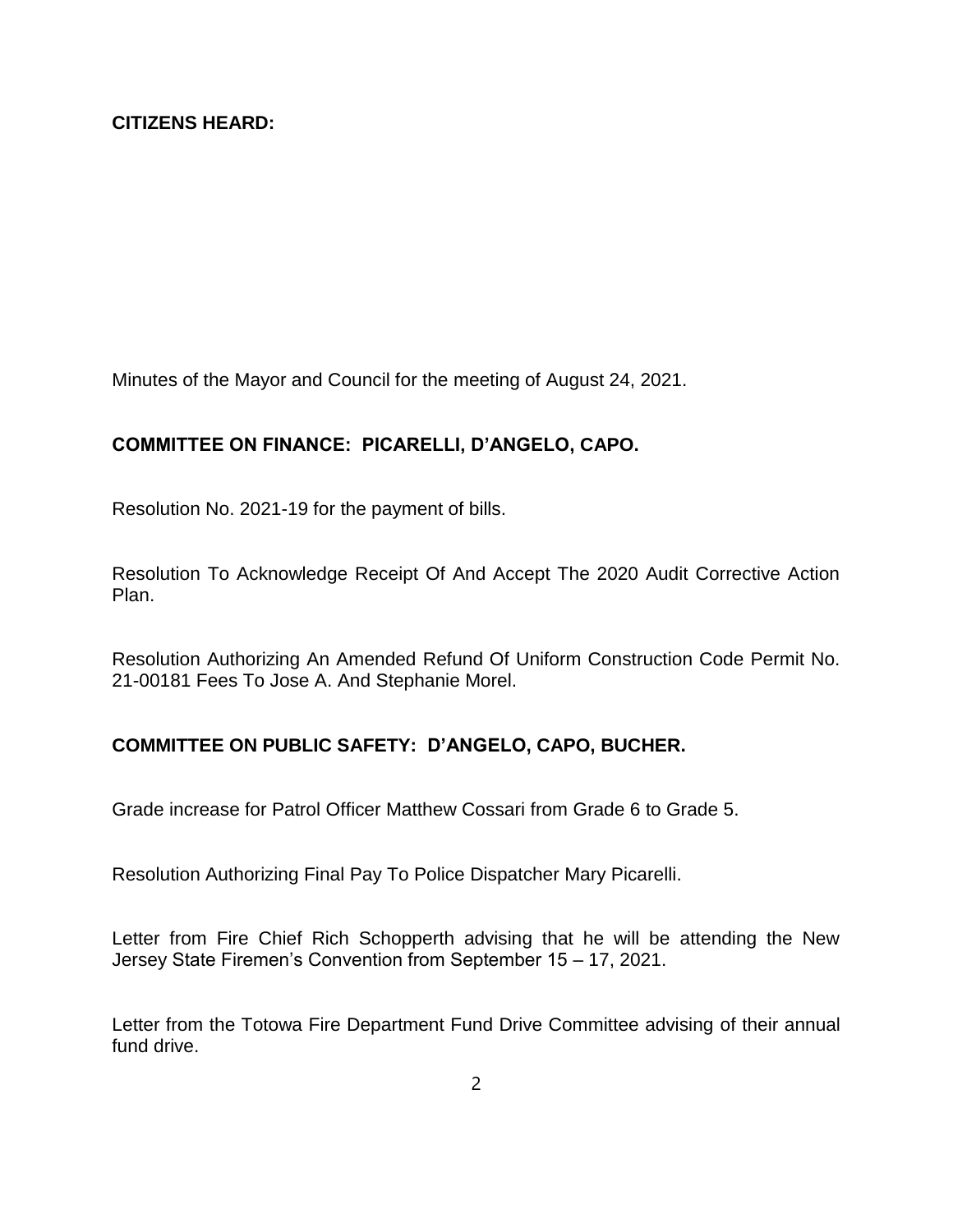**CITIZENS HEARD:**

Minutes of the Mayor and Council for the meeting of August 24, 2021.

**COMMITTEE ON FINANCE: PICARELLI, D'ANGELO, CAPO.**

Resolution No. 2021-19 for the payment of bills.

Resolution To Acknowledge Receipt Of And Accept The 2020 Audit Corrective Action Plan.

Resolution Authorizing An Amended Refund Of Uniform Construction Code Permit No. 21-00181 Fees To Jose A. And Stephanie Morel.

**COMMITTEE ON PUBLIC SAFETY: D'ANGELO, CAPO, BUCHER.**

Grade increase for Patrol Officer Matthew Cossari from Grade 6 to Grade 5.

Resolution Authorizing Final Pay To Police Dispatcher Mary Picarelli.

Letter from Fire Chief Rich Schopperth advising that he will be attending the New Jersey State Firemen's Convention from September 15 – 17, 2021.

Letter from the Totowa Fire Department Fund Drive Committee advising of their annual fund drive.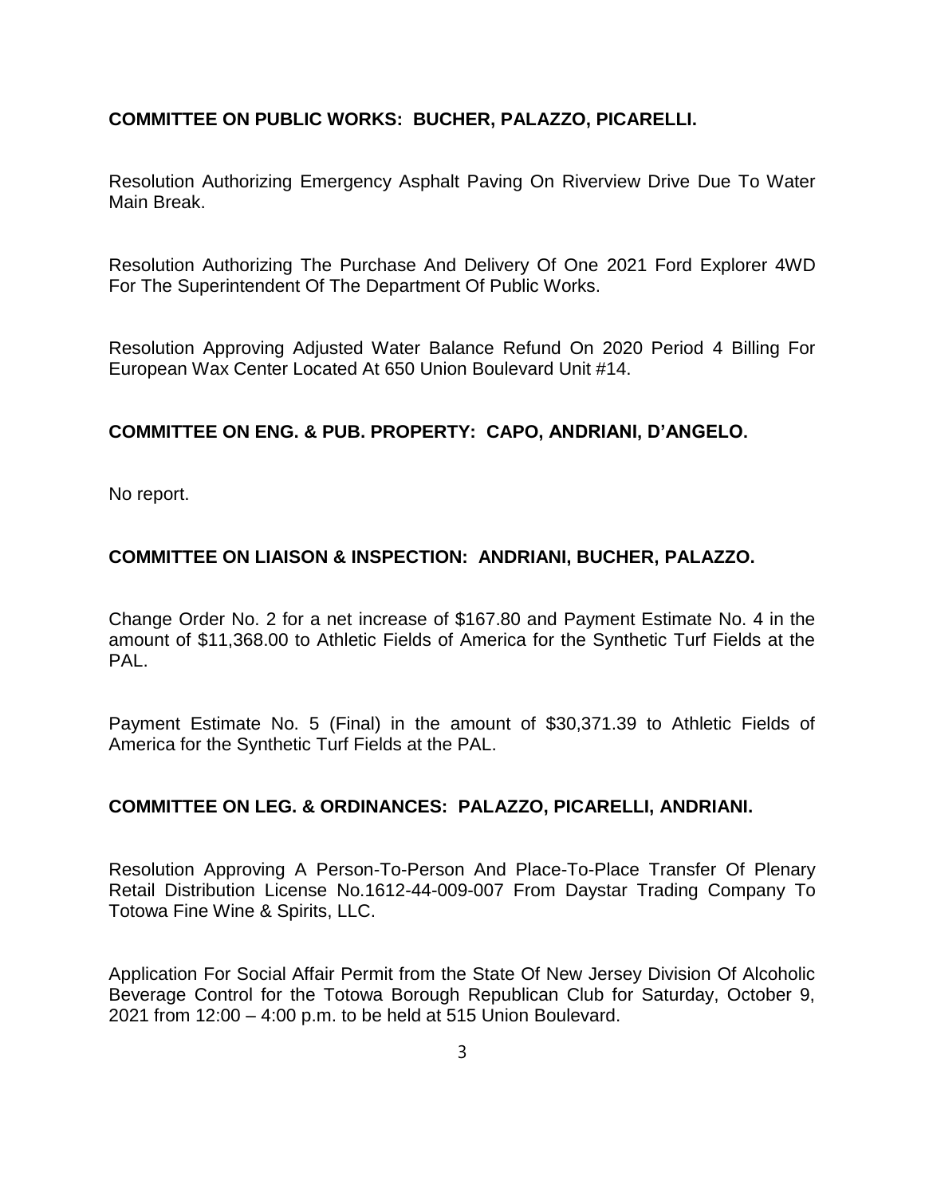**COMMITTEE ON PUBLIC WORKS: BUCHER, PALAZZO, PICARELLI.**

Resolution Authorizing Emergency Asphalt Paving On Riverview Drive Due To Water Main Break.

Resolution Authorizing The Purchase And Delivery Of One 2021 Ford Explorer 4WD For The Superintendent Of The Department Of Public Works.

Resolution Approving Adjusted Water Balance Refund On 2020 Period 4 Billing For European Wax Center Located At 650 Union Boulevard Unit #14.

**COMMITTEE ON ENG. & PUB. PROPERTY: CAPO, ANDRIANI, D'ANGELO.**

No report.

**COMMITTEE ON LIAISON & INSPECTION: ANDRIANI, BUCHER, PALAZZO.**

Change Order No. 2 for a net increase of $167.80 and Payment Estimate No. 4 in the amount of $11,368.00 to Athletic Fields of America for the Synthetic Turf Fields at the PAL.

Payment Estimate No. 5 (Final) in the amount of $30,371.39 to Athletic Fields of America for the Synthetic Turf Fields at the PAL.

**COMMITTEE ON LEG. & ORDINANCES: PALAZZO, PICARELLI, ANDRIANI.**

Resolution Approving A Person-To-Person And Place-To-Place Transfer Of Plenary Retail Distribution License No.1612-44-009-007 From Daystar Trading Company To Totowa Fine Wine & Spirits, LLC.

Application For Social Affair Permit from the State Of New Jersey Division Of Alcoholic Beverage Control for the Totowa Borough Republican Club for Saturday, October 9, 2021 from 12:00 – 4:00 p.m. to be held at 515 Union Boulevard.